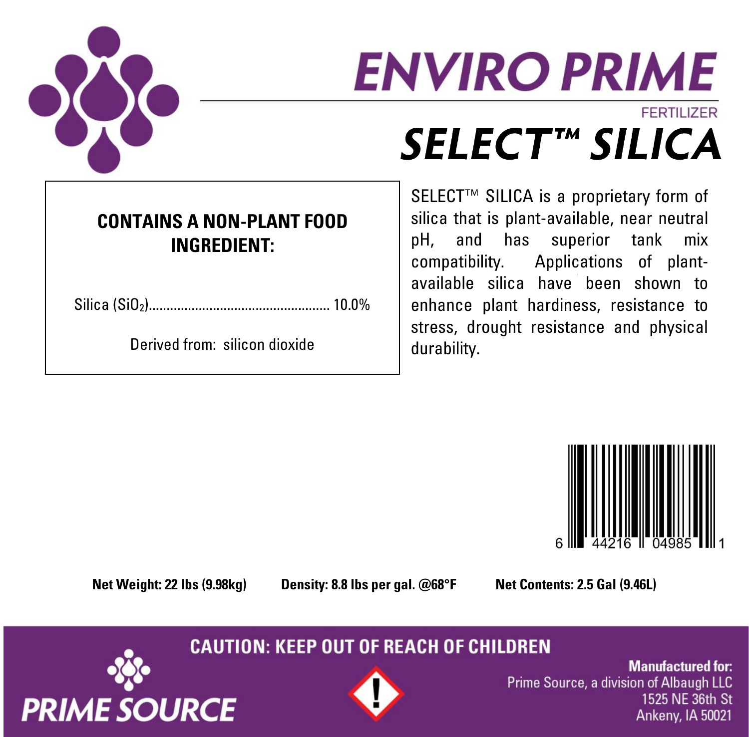# ENVIRO PRIME

FERTILIZER

## SELECT™ SILICA

**CONTAINS A NON-PLANT FOOD INGREDIENT:**

Silica ($SiO_2$)................................................. 10.0%

Derived from: silicon dioxide

SELECT™ SILICA is a proprietary form of silica that is plant-available, near neutral pH, and has superior tank mix compatibility. Applications of plant-available silica have been shown to enhance plant hardiness, resistance to stress, drought resistance and physical durability.

6 44216 04985 1

**Net Weight: 22 lbs (9.98kg)** **Density: 8.8 lbs per gal. @68°F** **Net Contents: 2.5 Gal (9.46L)**

**CAUTION: KEEP OUT OF REACH OF CHILDREN**

PRIME SOURCE

**Manufactured for:**
Prime Source, a division of Albaugh LLC
1525 NE 36th St
Ankeny, IA 50021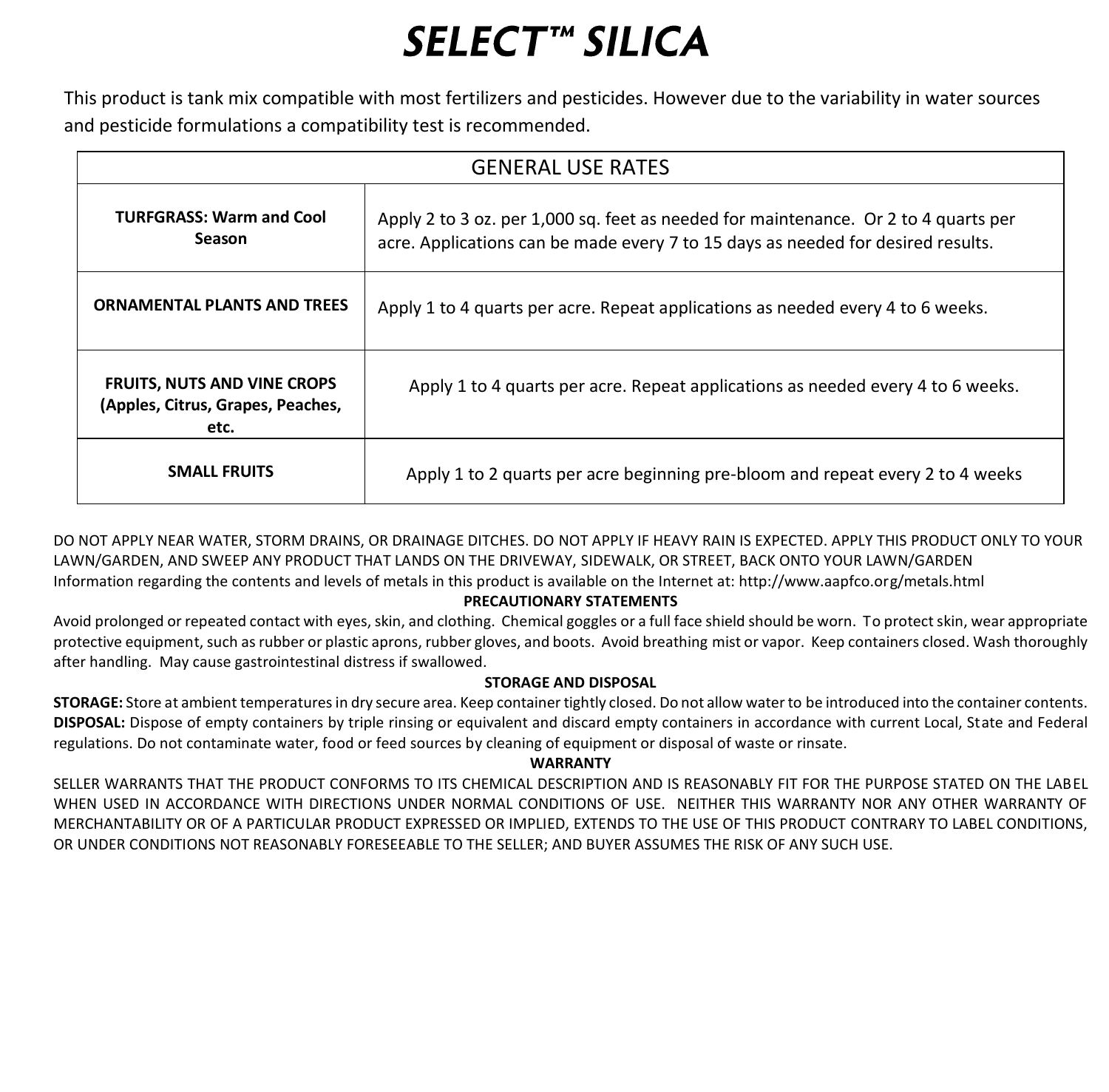# *SELECT™ SILICA*

This product is tank mix compatible with most fertilizers and pesticides. However due to the variability in water sources and pesticide formulations a compatibility test is recommended.

| GENERAL USE RATES | |
|---|---|
| **TURFGRASS: Warm and Cool Season** | Apply 2 to 3 oz. per 1,000 sq. feet as needed for maintenance. Or 2 to 4 quarts per acre. Applications can be made every 7 to 15 days as needed for desired results. |
| **ORNAMENTAL PLANTS AND TREES** | Apply 1 to 4 quarts per acre. Repeat applications as needed every 4 to 6 weeks. |
| **FRUITS, NUTS AND VINE CROPS (Apples, Citrus, Grapes, Peaches, etc.** | Apply 1 to 4 quarts per acre. Repeat applications as needed every 4 to 6 weeks. |
| **SMALL FRUITS** | Apply 1 to 2 quarts per acre beginning pre-bloom and repeat every 2 to 4 weeks |

DO NOT APPLY NEAR WATER, STORM DRAINS, OR DRAINAGE DITCHES. DO NOT APPLY IF HEAVY RAIN IS EXPECTED. APPLY THIS PRODUCT ONLY TO YOUR LAWN/GARDEN, AND SWEEP ANY PRODUCT THAT LANDS ON THE DRIVEWAY, SIDEWALK, OR STREET, BACK ONTO YOUR LAWN/GARDEN

Information regarding the contents and levels of metals in this product is available on the Internet at: http://www.aapfco.org/metals.html

**PRECAUTIONARY STATEMENTS**

Avoid prolonged or repeated contact with eyes, skin, and clothing. Chemical goggles or a full face shield should be worn. To protect skin, wear appropriate protective equipment, such as rubber or plastic aprons, rubber gloves, and boots. Avoid breathing mist or vapor. Keep containers closed. Wash thoroughly after handling. May cause gastrointestinal distress if swallowed.

**STORAGE AND DISPOSAL**

**STORAGE:** Store at ambient temperatures in dry secure area. Keep container tightly closed. Do not allow water to be introduced into the container contents.
**DISPOSAL:** Dispose of empty containers by triple rinsing or equivalent and discard empty containers in accordance with current Local, State and Federal regulations. Do not contaminate water, food or feed sources by cleaning of equipment or disposal of waste or rinsate.

**WARRANTY**

SELLER WARRANTS THAT THE PRODUCT CONFORMS TO ITS CHEMICAL DESCRIPTION AND IS REASONABLY FIT FOR THE PURPOSE STATED ON THE LABEL WHEN USED IN ACCORDANCE WITH DIRECTIONS UNDER NORMAL CONDITIONS OF USE. NEITHER THIS WARRANTY NOR ANY OTHER WARRANTY OF MERCHANTABILITY OR OF A PARTICULAR PRODUCT EXPRESSED OR IMPLIED, EXTENDS TO THE USE OF THIS PRODUCT CONTRARY TO LABEL CONDITIONS, OR UNDER CONDITIONS NOT REASONABLY FORESEEABLE TO THE SELLER; AND BUYER ASSUMES THE RISK OF ANY SUCH USE.